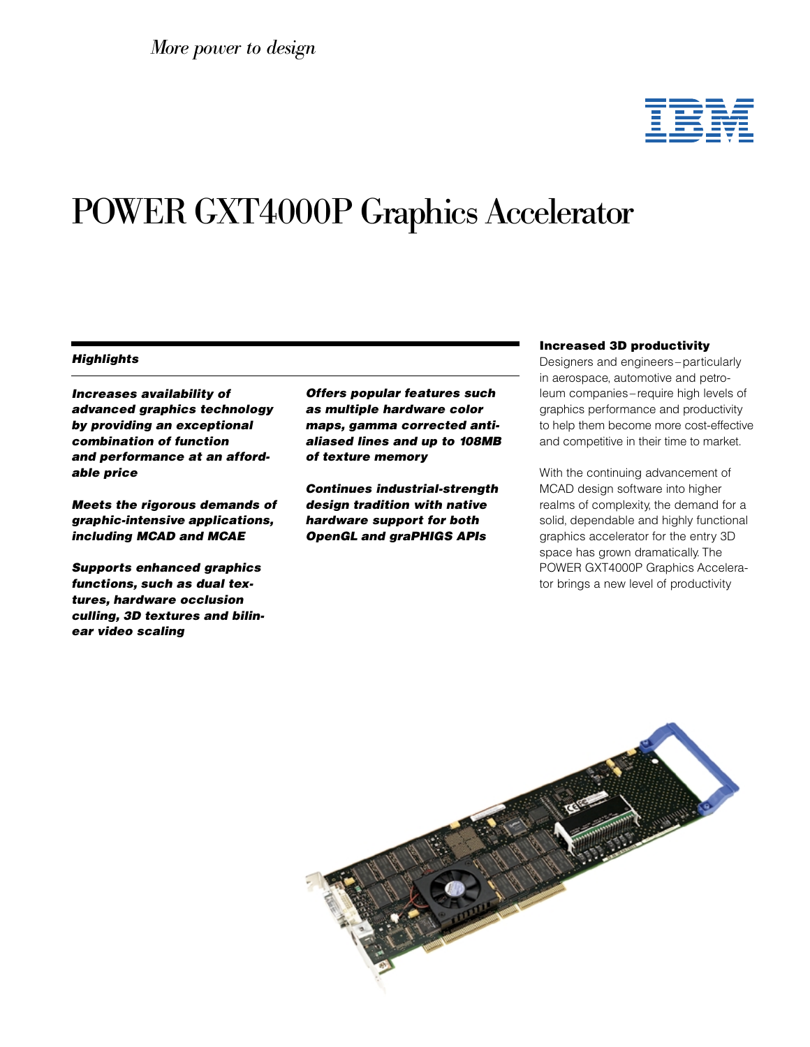*More power to design*

# POWER GXT4000P Graphics Accelerator

***Highlights***

***Increases availability of advanced graphics technology by providing an exceptional combination of function and performance at an affordable price***

***Meets the rigorous demands of graphic-intensive applications, including MCAD and MCAE***

***Supports enhanced graphics functions, such as dual textures, hardware occlusion culling, 3D textures and bilinear video scaling***

***Offers popular features such as multiple hardware color maps, gamma corrected anti-aliased lines and up to 108MB of texture memory***

***Continues industrial-strength design tradition with native hardware support for both OpenGL and graPHIGS APIs***

**Increased 3D productivity**

Designers and engineers – particularly in aerospace, automotive and petroleum companies – require high levels of graphics performance and productivity to help them become more cost-effective and competitive in their time to market.

With the continuing advancement of MCAD design software into higher realms of complexity, the demand for a solid, dependable and highly functional graphics accelerator for the entry 3D space has grown dramatically. The POWER GXT4000P Graphics Accelerator brings a new level of productivity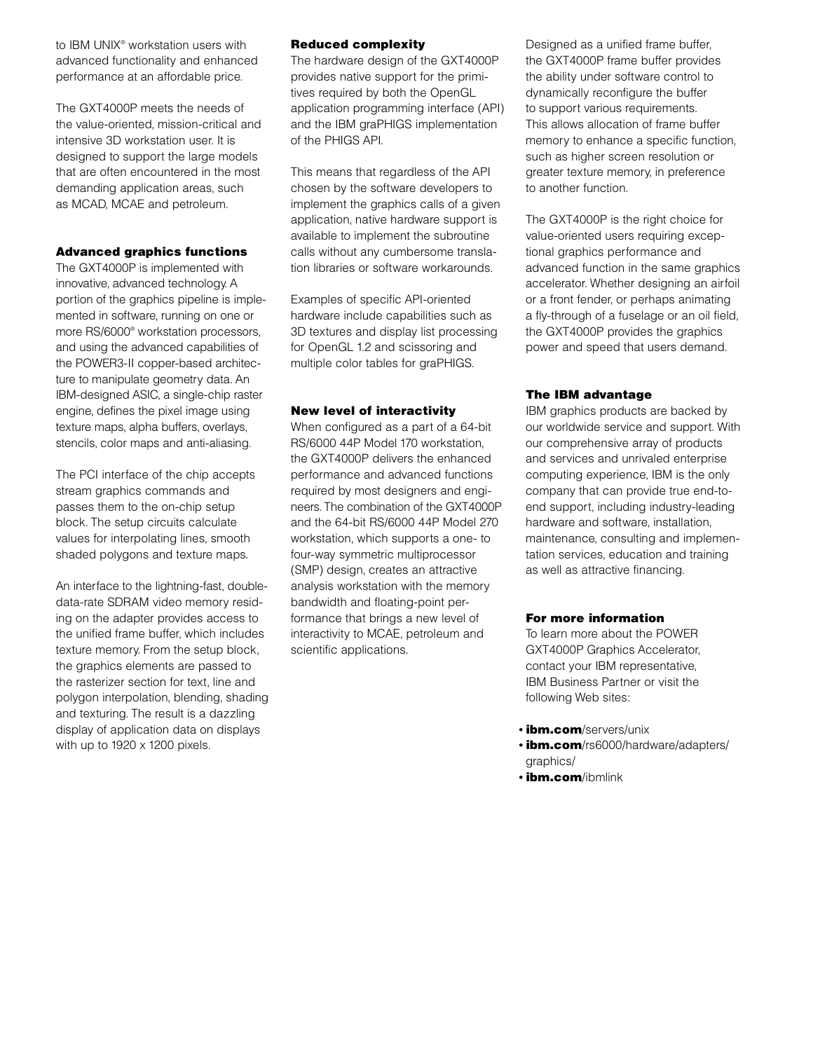to IBM UNIX® workstation users with advanced functionality and enhanced performance at an affordable price.

The GXT4000P meets the needs of the value-oriented, mission-critical and intensive 3D workstation user. It is designed to support the large models that are often encountered in the most demanding application areas, such as MCAD, MCAE and petroleum.

### Advanced graphics functions

The GXT4000P is implemented with innovative, advanced technology. A portion of the graphics pipeline is implemented in software, running on one or more RS/6000® workstation processors, and using the advanced capabilities of the POWER3-II copper-based architecture to manipulate geometry data. An IBM-designed ASIC, a single-chip raster engine, defines the pixel image using texture maps, alpha buffers, overlays, stencils, color maps and anti-aliasing.

The PCI interface of the chip accepts stream graphics commands and passes them to the on-chip setup block. The setup circuits calculate values for interpolating lines, smooth shaded polygons and texture maps.

An interface to the lightning-fast, double-data-rate SDRAM video memory residing on the adapter provides access to the unified frame buffer, which includes texture memory. From the setup block, the graphics elements are passed to the rasterizer section for text, line and polygon interpolation, blending, shading and texturing. The result is a dazzling display of application data on displays with up to 1920 x 1200 pixels.

### Reduced complexity

The hardware design of the GXT4000P provides native support for the primitives required by both the OpenGL application programming interface (API) and the IBM graPHIGS implementation of the PHIGS API.

This means that regardless of the API chosen by the software developers to implement the graphics calls of a given application, native hardware support is available to implement the subroutine calls without any cumbersome translation libraries or software workarounds.

Examples of specific API-oriented hardware include capabilities such as 3D textures and display list processing for OpenGL 1.2 and scissoring and multiple color tables for graPHIGS.

### New level of interactivity

When configured as a part of a 64-bit RS/6000 44P Model 170 workstation, the GXT4000P delivers the enhanced performance and advanced functions required by most designers and engineers. The combination of the GXT4000P and the 64-bit RS/6000 44P Model 270 workstation, which supports a one- to four-way symmetric multiprocessor (SMP) design, creates an attractive analysis workstation with the memory bandwidth and floating-point performance that brings a new level of interactivity to MCAE, petroleum and scientific applications.

Designed as a unified frame buffer, the GXT4000P frame buffer provides the ability under software control to dynamically reconfigure the buffer to support various requirements. This allows allocation of frame buffer memory to enhance a specific function, such as higher screen resolution or greater texture memory, in preference to another function.

The GXT4000P is the right choice for value-oriented users requiring exceptional graphics performance and advanced function in the same graphics accelerator. Whether designing an airfoil or a front fender, or perhaps animating a fly-through of a fuselage or an oil field, the GXT4000P provides the graphics power and speed that users demand.

### The IBM advantage

IBM graphics products are backed by our worldwide service and support. With our comprehensive array of products and services and unrivaled enterprise computing experience, IBM is the only company that can provide true end-to-end support, including industry-leading hardware and software, installation, maintenance, consulting and implementation services, education and training as well as attractive financing.

### For more information

To learn more about the POWER GXT4000P Graphics Accelerator, contact your IBM representative, IBM Business Partner or visit the following Web sites:

- **ibm.com**/servers/unix
- **ibm.com**/rs6000/hardware/adapters/graphics/
- **ibm.com**/ibmlink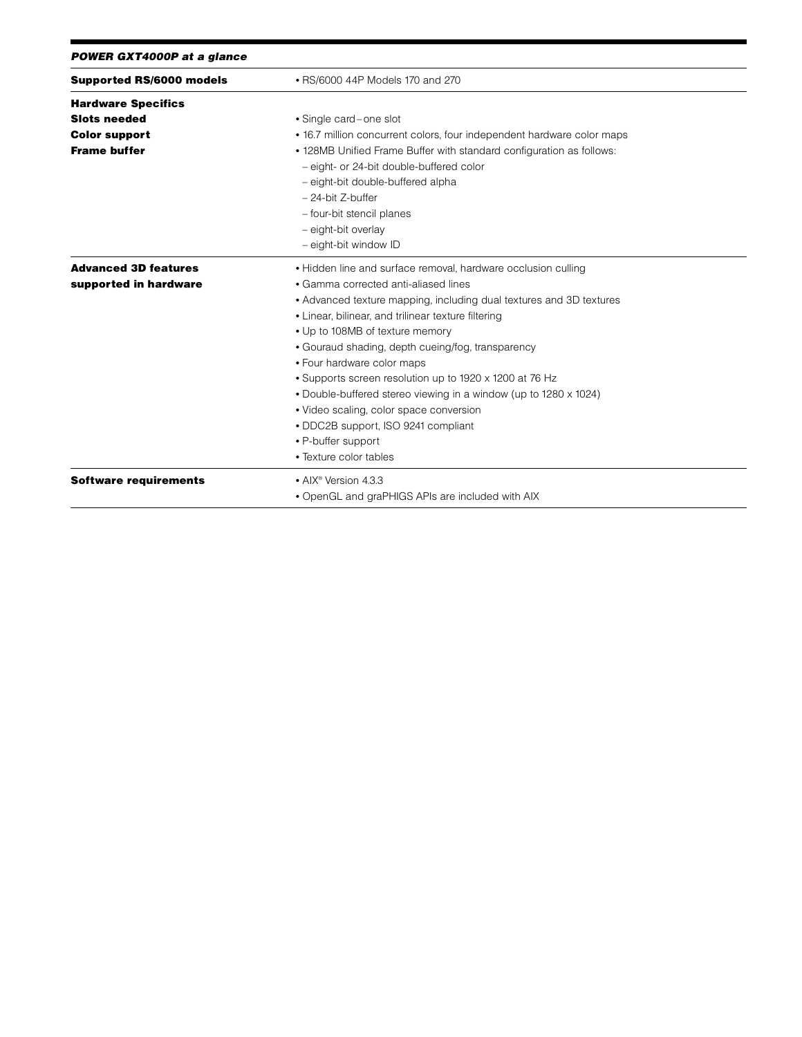***POWER GXT4000P at a glance***

| | |
|---|---|
| **Supported RS/6000 models** | • RS/6000 44P Models 170 and 270 |
| **Hardware Specifics** | |
| **Slots needed** | • Single card – one slot |
| **Color support** | • 16.7 million concurrent colors, four independent hardware color maps |
| **Frame buffer** | • 128MB Unified Frame Buffer with standard configuration as follows:<br>– eight- or 24-bit double-buffered color<br>– eight-bit double-buffered alpha<br>– 24-bit Z-buffer<br>– four-bit stencil planes<br>– eight-bit overlay<br>– eight-bit window ID |
| **Advanced 3D features supported in hardware** | • Hidden line and surface removal, hardware occlusion culling<br>• Gamma corrected anti-aliased lines<br>• Advanced texture mapping, including dual textures and 3D textures<br>• Linear, bilinear, and trilinear texture filtering<br>• Up to 108MB of texture memory<br>• Gouraud shading, depth cueing/fog, transparency<br>• Four hardware color maps<br>• Supports screen resolution up to 1920 x 1200 at 76 Hz<br>• Double-buffered stereo viewing in a window (up to 1280 x 1024)<br>• Video scaling, color space conversion<br>• DDC2B support, ISO 9241 compliant<br>• P-buffer support<br>• Texture color tables |
| **Software requirements** | • AIX® Version 4.3.3<br>• OpenGL and graPHIGS APIs are included with AIX |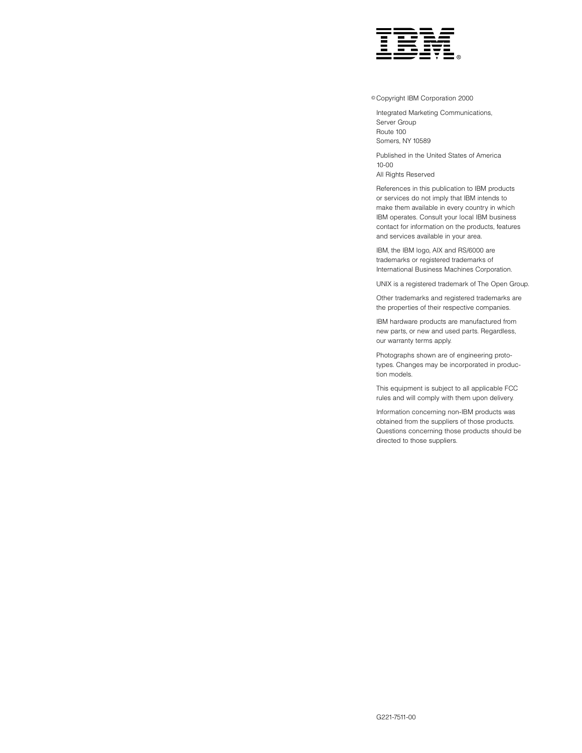IBM®

© Copyright IBM Corporation 2000

Integrated Marketing Communications,
Server Group
Route 100
Somers, NY 10589

Published in the United States of America
10-00
All Rights Reserved

References in this publication to IBM products or services do not imply that IBM intends to make them available in every country in which IBM operates. Consult your local IBM business contact for information on the products, features and services available in your area.

IBM, the IBM logo, AIX and RS/6000 are trademarks or registered trademarks of International Business Machines Corporation.

UNIX is a registered trademark of The Open Group.

Other trademarks and registered trademarks are the properties of their respective companies.

IBM hardware products are manufactured from new parts, or new and used parts. Regardless, our warranty terms apply.

Photographs shown are of engineering prototypes. Changes may be incorporated in production models.

This equipment is subject to all applicable FCC rules and will comply with them upon delivery.

Information concerning non-IBM products was obtained from the suppliers of those products. Questions concerning those products should be directed to those suppliers.

G221-7511-00